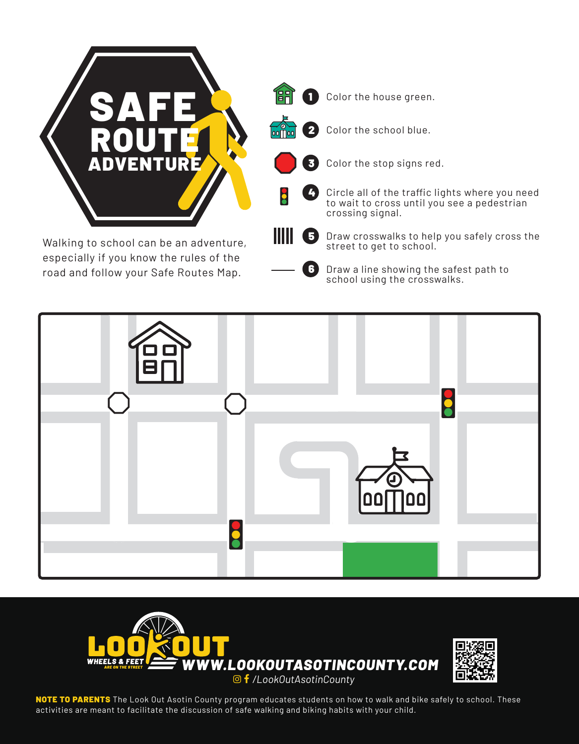# SAFE ROUTE ADVENTURE

Walking to school can be an adventure, especially if you know the rules of the road and follow your Safe Routes Map.

1. Color the house green.
2. Color the school blue.
3. Color the stop signs red.
4. Circle all of the traffic lights where you need to wait to cross until you see a pedestrian crossing signal.
5. Draw crosswalks to help you safely cross the street to get to school.
6. Draw a line showing the safest path to school using the crosswalks.

LOOKOUT

WHEELS & FEET ARE ON THE STREET

WWW.LOOKOUTASOTINCOUNTY.COM

/LookOutAsotinCounty

**NOTE TO PARENTS** The Look Out Asotin County program educates students on how to walk and bike safely to school. These activities are meant to facilitate the discussion of safe walking and biking habits with your child.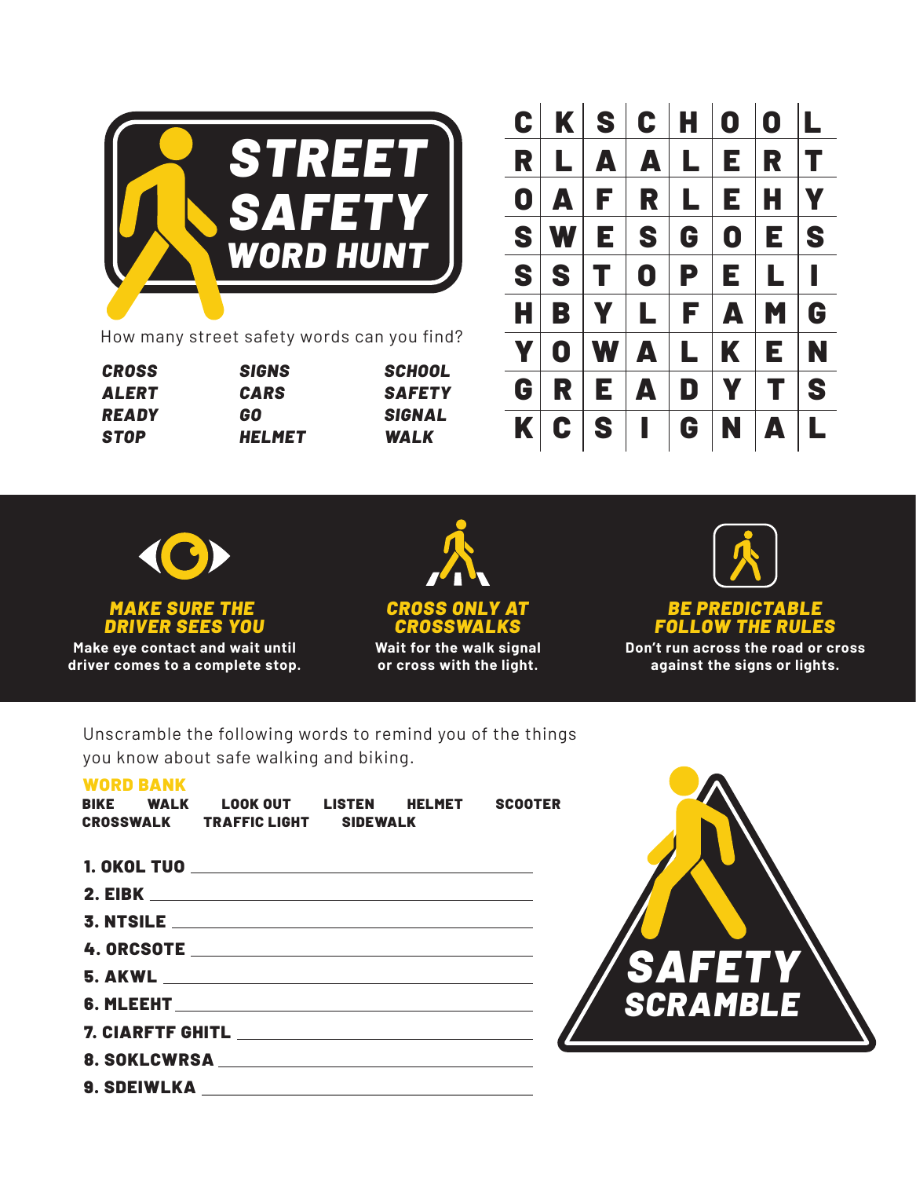# STREET SAFETY WORD HUNT

How many street safety words can you find?

| | | |
|---|---|---|
| CROSS | SIGNS | SCHOOL |
| ALERT | CARS | SAFETY |
| READY | GO | SIGNAL |
| STOP | HELMET | WALK |

| | | | | | | | |
|---|---|---|---|---|---|---|---|
| C | K | S | C | H | O | O | L |
| R | L | A | A | L | E | R | T |
| O | A | F | R | L | E | H | Y |
| S | W | E | S | G | O | E | S |
| S | S | T | O | P | E | L | I |
| H | B | Y | L | F | A | M | G |
| Y | O | W | A | L | K | E | N |
| G | R | E | A | D | Y | T | S |
| K | C | S | I | G | N | A | L |

**MAKE SURE THE DRIVER SEES YOU**

Make eye contact and wait until driver comes to a complete stop.

**CROSS ONLY AT CROSSWALKS**

Wait for the walk signal or cross with the light.

**BE PREDICTABLE FOLLOW THE RULES**

Don't run across the road or cross against the signs or lights.

# SAFETY SCRAMBLE

Unscramble the following words to remind you of the things you know about safe walking and biking.

**WORD BANK**

BIKE WALK LOOK OUT LISTEN HELMET SCOOTER
CROSSWALK TRAFFIC LIGHT SIDEWALK

1. OKOL TUO ______________________
2. EIBK ______________________
3. NTSILE ______________________
4. ORCSOTE ______________________
5. AKWL ______________________
6. MLEEHT ______________________
7. CIARFTF GHITL ______________________
8. SOKLCWRSA ______________________
9. SDEIWLKA ______________________